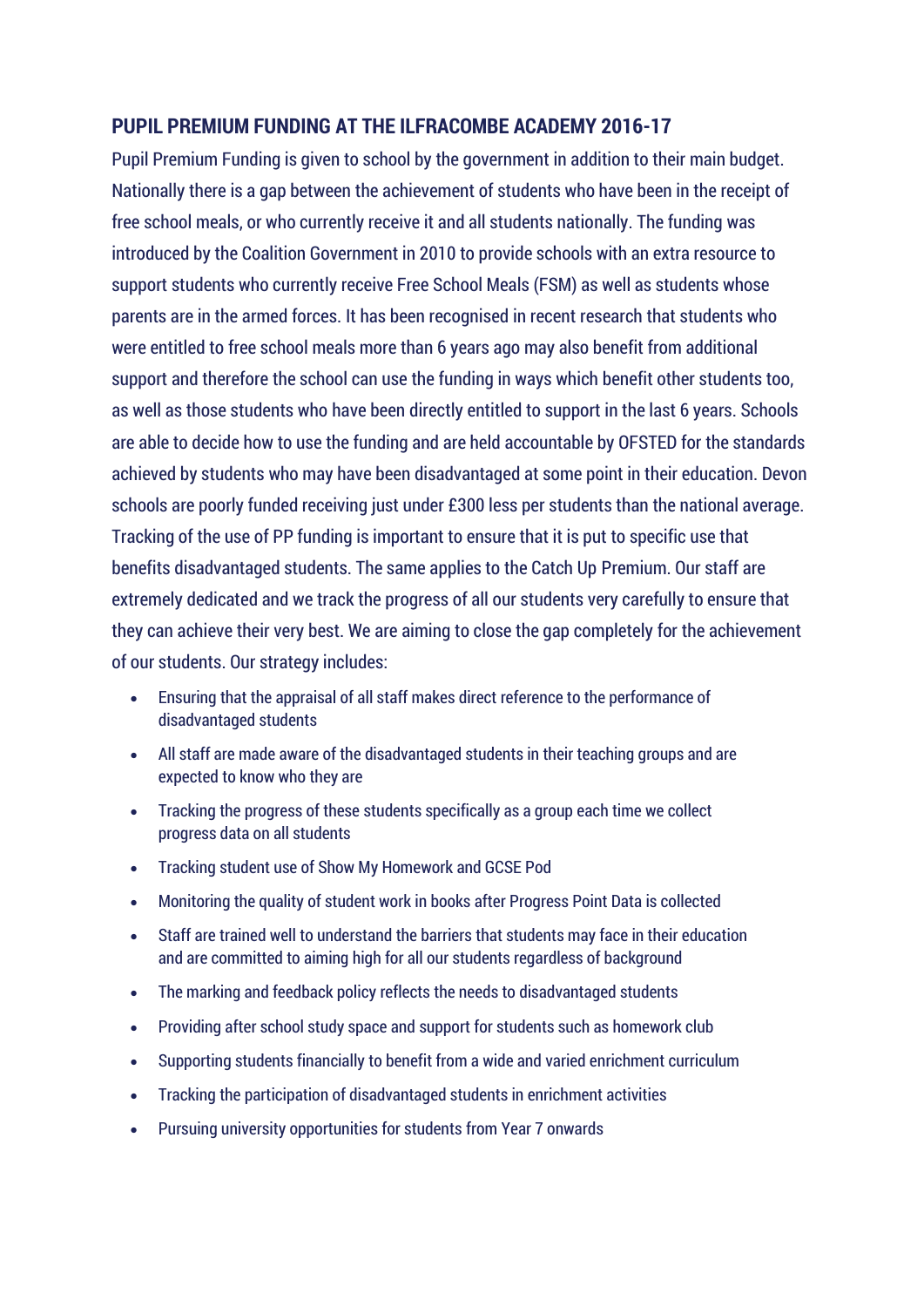## PUPIL PREMIUM FUNDING AT THE ILFRACOMBE ACADEMY 2016-17

Pupil Premium Funding is given to school by the government in addition to their main budget. Nationally there is a gap between the achievement of students who have been in the receipt of free school meals, or who currently receive it and all students nationally. The funding was introduced by the Coalition Government in 2010 to provide schools with an extra resource to support students who currently receive Free School Meals (FSM) as well as students whose parents are in the armed forces. It has been recognised in recent research that students who were entitled to free school meals more than 6 years ago may also benefit from additional support and therefore the school can use the funding in ways which benefit other students too, as well as those students who have been directly entitled to support in the last 6 years. Schools are able to decide how to use the funding and are held accountable by OFSTED for the standards achieved by students who may have been disadvantaged at some point in their education. Devon schools are poorly funded receiving just under £300 less per students than the national average. Tracking of the use of PP funding is important to ensure that it is put to specific use that benefits disadvantaged students. The same applies to the Catch Up Premium. Our staff are extremely dedicated and we track the progress of all our students very carefully to ensure that they can achieve their very best. We are aiming to close the gap completely for the achievement of our students. Our strategy includes:

- Ensuring that the appraisal of all staff makes direct reference to the performance of disadvantaged students
- All staff are made aware of the disadvantaged students in their teaching groups and are expected to know who they are
- Tracking the progress of these students specifically as a group each time we collect progress data on all students
- Tracking student use of Show My Homework and GCSE Pod
- Monitoring the quality of student work in books after Progress Point Data is collected
- Staff are trained well to understand the barriers that students may face in their education and are committed to aiming high for all our students regardless of background
- The marking and feedback policy reflects the needs to disadvantaged students
- Providing after school study space and support for students such as homework club
- Supporting students financially to benefit from a wide and varied enrichment curriculum
- Tracking the participation of disadvantaged students in enrichment activities
- Pursuing university opportunities for students from Year 7 onwards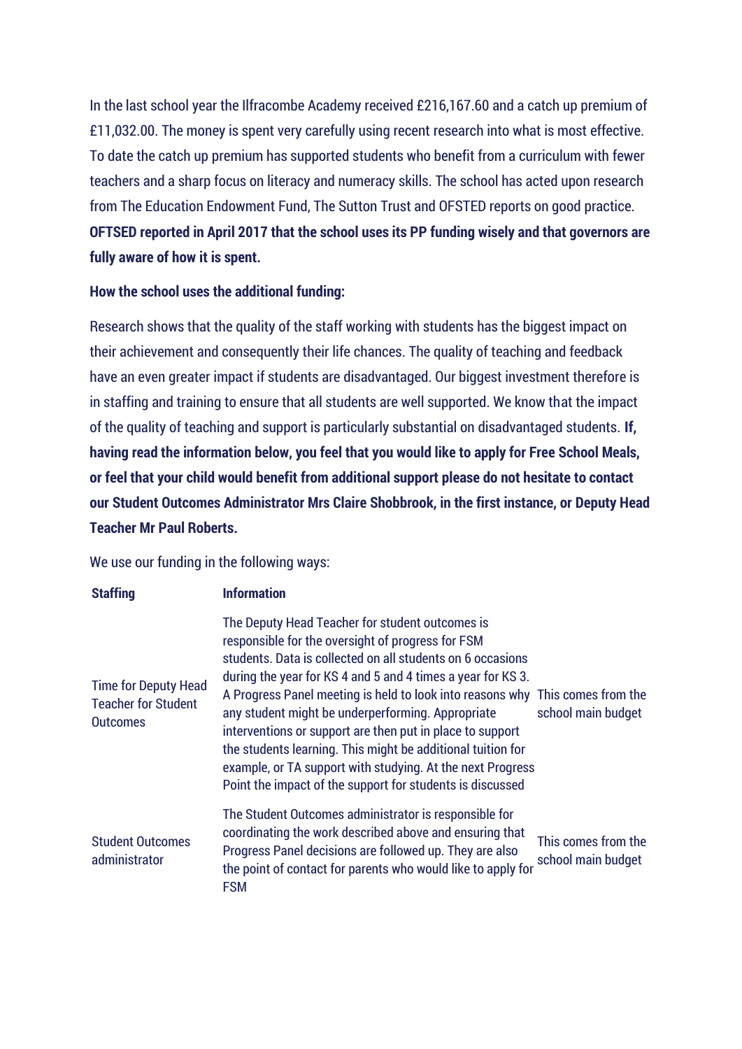In the last school year the Ilfracombe Academy received £216,167.60 and a catch up premium of £11,032.00. The money is spent very carefully using recent research into what is most effective. To date the catch up premium has supported students who benefit from a curriculum with fewer teachers and a sharp focus on literacy and numeracy skills. The school has acted upon research from The Education Endowment Fund, The Sutton Trust and OFSTED reports on good practice. **OFTSED reported in April 2017 that the school uses its PP funding wisely and that governors are fully aware of how it is spent.**

**How the school uses the additional funding:**

Research shows that the quality of the staff working with students has the biggest impact on their achievement and consequently their life chances. The quality of teaching and feedback have an even greater impact if students are disadvantaged. Our biggest investment therefore is in staffing and training to ensure that all students are well supported. We know that the impact of the quality of teaching and support is particularly substantial on disadvantaged students. **If, having read the information below, you feel that you would like to apply for Free School Meals, or feel that your child would benefit from additional support please do not hesitate to contact our Student Outcomes Administrator Mrs Claire Shobbrook, in the first instance, or Deputy Head Teacher Mr Paul Roberts.**

We use our funding in the following ways:

| **Staffing** | **Information** | |
|---|---|---|
| Time for Deputy Head Teacher for Student Outcomes | The Deputy Head Teacher for student outcomes is responsible for the oversight of progress for FSM students. Data is collected on all students on 6 occasions during the year for KS 4 and 5 and 4 times a year for KS 3. A Progress Panel meeting is held to look into reasons why any student might be underperforming. Appropriate interventions or support are then put in place to support the students learning. This might be additional tuition for example, or TA support with studying. At the next Progress Point the impact of the support for students is discussed | This comes from the school main budget |
| Student Outcomes administrator | The Student Outcomes administrator is responsible for coordinating the work described above and ensuring that Progress Panel decisions are followed up. They are also the point of contact for parents who would like to apply for FSM | This comes from the school main budget |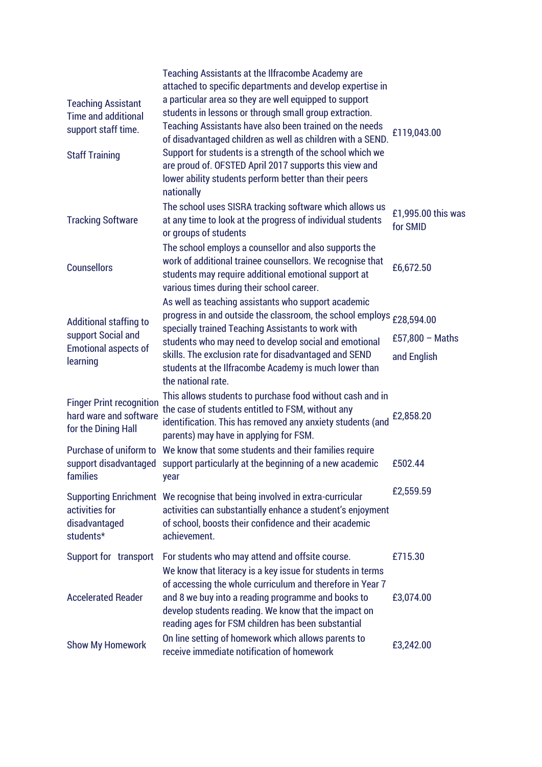| | | |
|---|---|---|
| Teaching Assistant Time and additional support staff time.<br><br>Staff Training | Teaching Assistants at the Ilfracombe Academy are attached to specific departments and develop expertise in a particular area so they are well equipped to support students in lessons or through small group extraction. Teaching Assistants have also been trained on the needs of disadvantaged children as well as children with a SEND. Support for students is a strength of the school which we are proud of. OFSTED April 2017 supports this view and lower ability students perform better than their peers nationally | £119,043.00 |
| Tracking Software | The school uses SISRA tracking software which allows us at any time to look at the progress of individual students or groups of students | £1,995.00 this was for SMID |
| Counsellors | The school employs a counsellor and also supports the work of additional trainee counsellors. We recognise that students may require additional emotional support at various times during their school career. | £6,672.50 |
| Additional staffing to support Social and Emotional aspects of learning | As well as teaching assistants who support academic progress in and outside the classroom, the school employs specially trained Teaching Assistants to work with students who may need to develop social and emotional skills. The exclusion rate for disadvantaged and SEND students at the Ilfracombe Academy is much lower than the national rate. | £28,594.00<br><br>£57,800 – Maths and English |
| Finger Print recognition hard ware and software for the Dining Hall | This allows students to purchase food without cash and in the case of students entitled to FSM, without any identification. This has removed any anxiety students (and parents) may have in applying for FSM. | £2,858.20 |
| Purchase of uniform to support disadvantaged families | We know that some students and their families require support particularly at the beginning of a new academic year | £502.44 |
| Supporting Enrichment activities for disadvantaged students* | We recognise that being involved in extra-curricular activities can substantially enhance a student's enjoyment of school, boosts their confidence and their academic achievement. | £2,559.59 |
| Support for transport | For students who may attend and offsite course. | £715.30 |
| Accelerated Reader | We know that literacy is a key issue for students in terms of accessing the whole curriculum and therefore in Year 7 and 8 we buy into a reading programme and books to develop students reading. We know that the impact on reading ages for FSM children has been substantial | £3,074.00 |
| Show My Homework | On line setting of homework which allows parents to receive immediate notification of homework | £3,242.00 |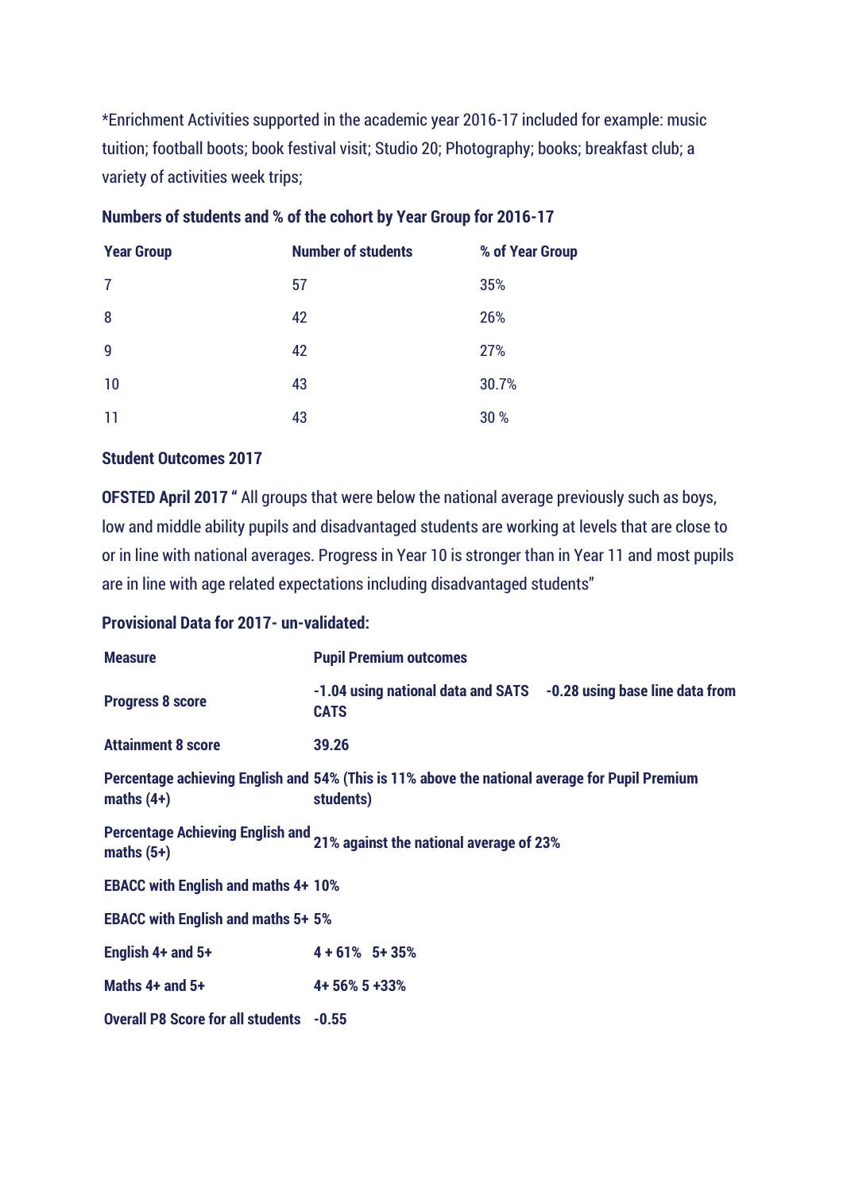*Enrichment Activities supported in the academic year 2016-17 included for example: music tuition; football boots; book festival visit; Studio 20; Photography; books; breakfast club; a variety of activities week trips;

**Numbers of students and % of the cohort by Year Group for 2016-17**

| Year Group | Number of students | % of Year Group |
|---|---|---|
| 7 | 57 | 35% |
| 8 | 42 | 26% |
| 9 | 42 | 27% |
| 10 | 43 | 30.7% |
| 11 | 43 | 30 % |

**Student Outcomes 2017**

**OFSTED April 2017 "** All groups that were below the national average previously such as boys, low and middle ability pupils and disadvantaged students are working at levels that are close to or in line with national averages. Progress in Year 10 is stronger than in Year 11 and most pupils are in line with age related expectations including disadvantaged students"

**Provisional Data for 2017- un-validated:**

| Measure | Pupil Premium outcomes |
|---|---|
| Progress 8 score | -1.04 using national data and SATS -0.28 using base line data from CATS |
| Attainment 8 score | 39.26 |
| Percentage achieving English and maths (4+) | 54% (This is 11% above the national average for Pupil Premium students) |
| Percentage Achieving English and maths (5+) | 21% against the national average of 23% |
| EBACC with English and maths 4+ | 10% |
| EBACC with English and maths 5+ | 5% |
| English 4+ and 5+ | 4 + 61% 5+ 35% |
| Maths 4+ and 5+ | 4+ 56% 5 +33% |
| Overall P8 Score for all students | -0.55 |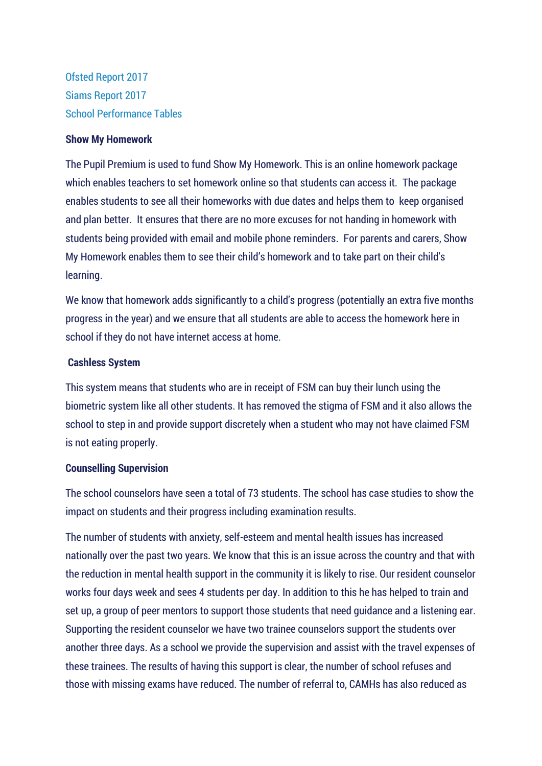Ofsted Report 2017

Siams Report 2017

School Performance Tables

**Show My Homework**

The Pupil Premium is used to fund Show My Homework. This is an online homework package which enables teachers to set homework online so that students can access it. The package enables students to see all their homeworks with due dates and helps them to keep organised and plan better. It ensures that there are no more excuses for not handing in homework with students being provided with email and mobile phone reminders. For parents and carers, Show My Homework enables them to see their child's homework and to take part on their child's learning.

We know that homework adds significantly to a child's progress (potentially an extra five months progress in the year) and we ensure that all students are able to access the homework here in school if they do not have internet access at home.

**Cashless System**

This system means that students who are in receipt of FSM can buy their lunch using the biometric system like all other students. It has removed the stigma of FSM and it also allows the school to step in and provide support discretely when a student who may not have claimed FSM is not eating properly.

**Counselling Supervision**

The school counselors have seen a total of 73 students. The school has case studies to show the impact on students and their progress including examination results.

The number of students with anxiety, self-esteem and mental health issues has increased nationally over the past two years. We know that this is an issue across the country and that with the reduction in mental health support in the community it is likely to rise. Our resident counselor works four days week and sees 4 students per day. In addition to this he has helped to train and set up, a group of peer mentors to support those students that need guidance and a listening ear. Supporting the resident counselor we have two trainee counselors support the students over another three days. As a school we provide the supervision and assist with the travel expenses of these trainees. The results of having this support is clear, the number of school refuses and those with missing exams have reduced. The number of referral to, CAMHs has also reduced as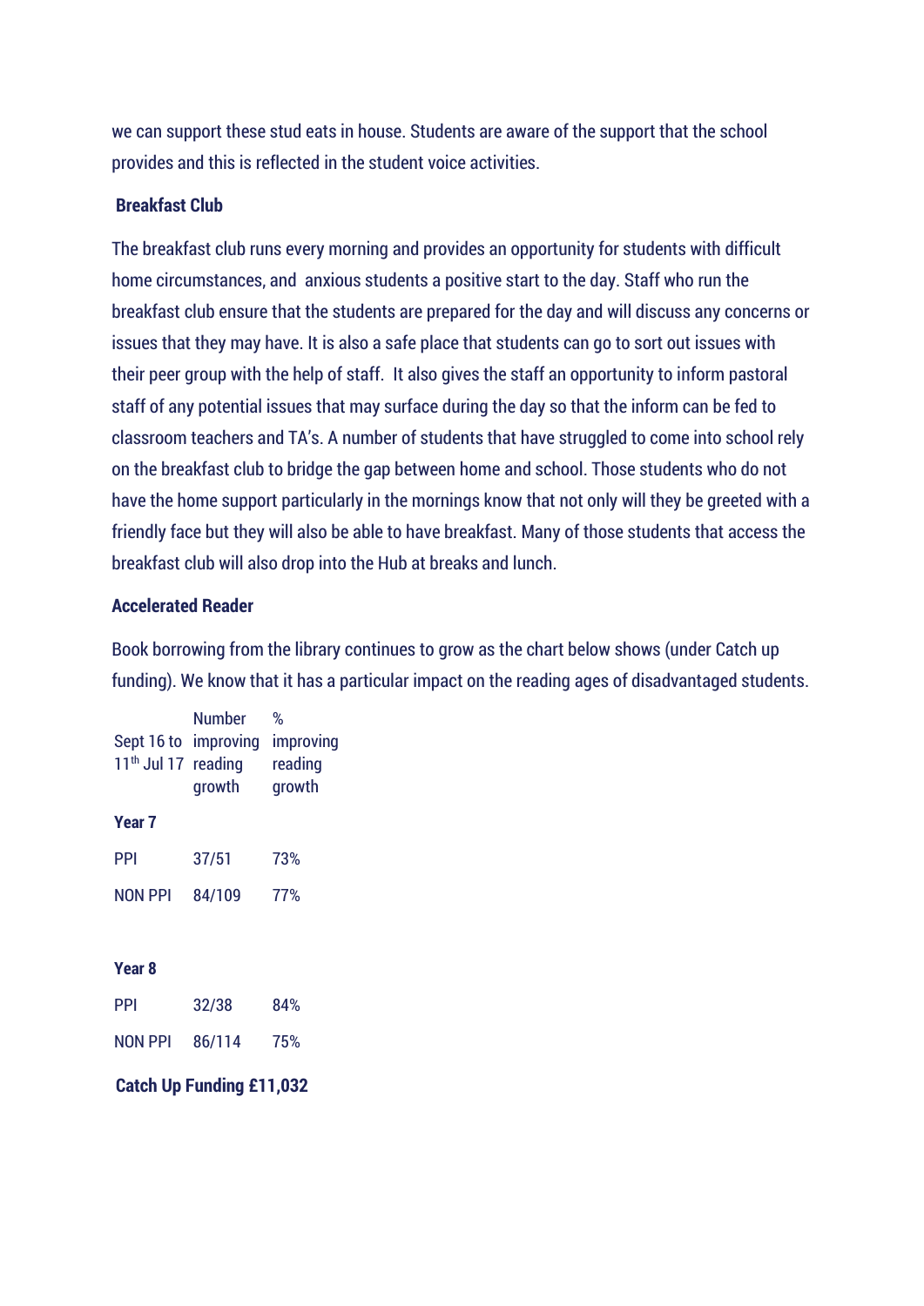we can support these stud eats in house. Students are aware of the support that the school provides and this is reflected in the student voice activities.

**Breakfast Club**

The breakfast club runs every morning and provides an opportunity for students with difficult home circumstances, and anxious students a positive start to the day. Staff who run the breakfast club ensure that the students are prepared for the day and will discuss any concerns or issues that they may have. It is also a safe place that students can go to sort out issues with their peer group with the help of staff. It also gives the staff an opportunity to inform pastoral staff of any potential issues that may surface during the day so that the inform can be fed to classroom teachers and TA's. A number of students that have struggled to come into school rely on the breakfast club to bridge the gap between home and school. Those students who do not have the home support particularly in the mornings know that not only will they be greeted with a friendly face but they will also be able to have breakfast. Many of those students that access the breakfast club will also drop into the Hub at breaks and lunch.

**Accelerated Reader**

Book borrowing from the library continues to grow as the chart below shows (under Catch up funding). We know that it has a particular impact on the reading ages of disadvantaged students.

| Sept 16 to 11th Jul 17 | Number improving reading growth | % improving reading growth |
|---|---|---|
| **Year 7** | | |
| PPI | 37/51 | 73% |
| NON PPI | 84/109 | 77% |
| **Year 8** | | |
| PPI | 32/38 | 84% |
| NON PPI | 86/114 | 75% |

**Catch Up Funding £11,032**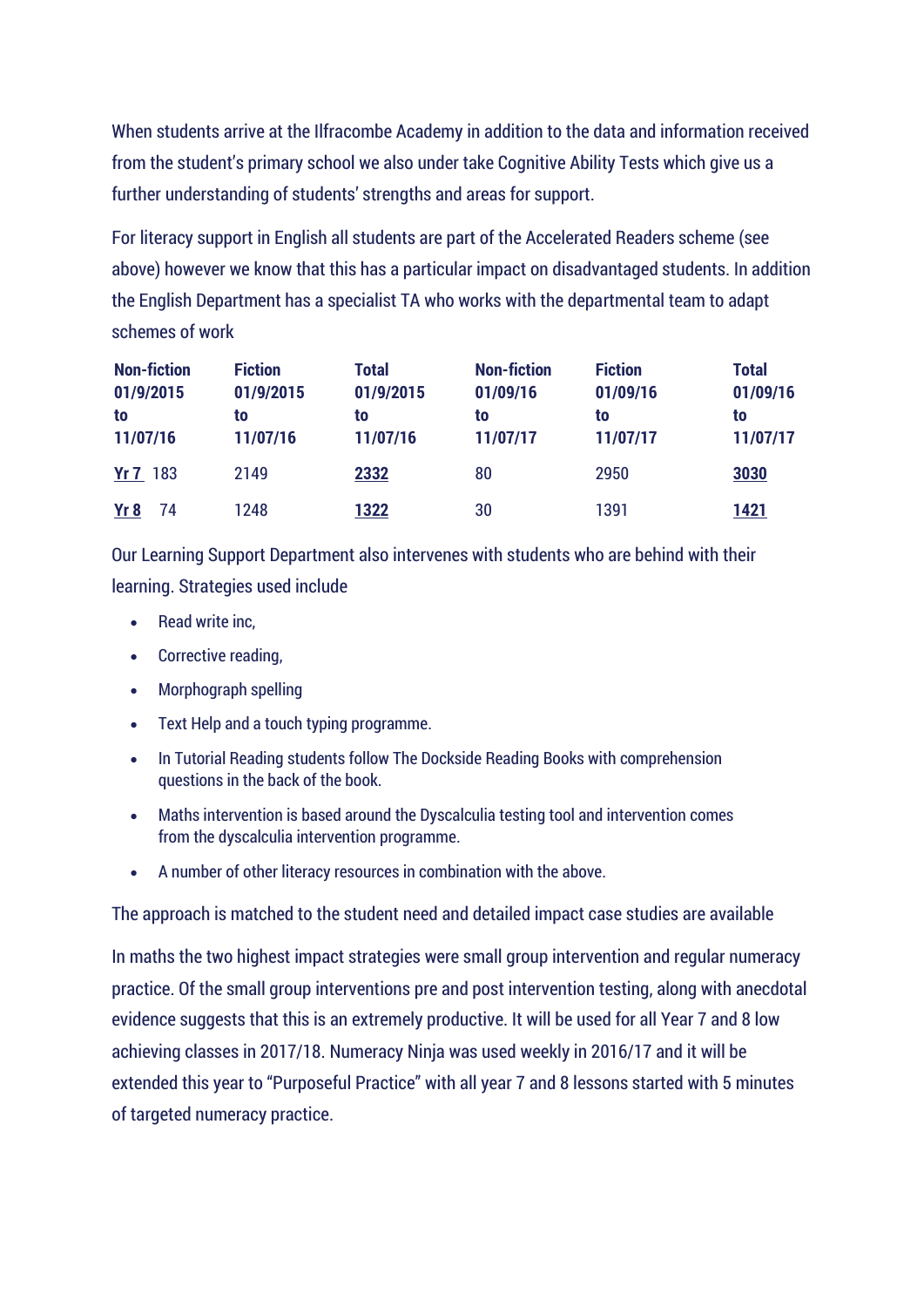When students arrive at the Ilfracombe Academy in addition to the data and information received from the student's primary school we also under take Cognitive Ability Tests which give us a further understanding of students' strengths and areas for support.

For literacy support in English all students are part of the Accelerated Readers scheme (see above) however we know that this has a particular impact on disadvantaged students. In addition the English Department has a specialist TA who works with the departmental team to adapt schemes of work

| | Non-fiction 01/9/2015 to 11/07/16 | Fiction 01/9/2015 to 11/07/16 | Total 01/9/2015 to 11/07/16 | Non-fiction 01/09/16 to 11/07/17 | Fiction 01/09/16 to 11/07/17 | Total 01/09/16 to 11/07/17 |
|---|---|---|---|---|---|---|
| **Yr 7** | 183 | 2149 | **2332** | 80 | 2950 | **3030** |
| **Yr 8** | 74 | 1248 | **1322** | 30 | 1391 | **1421** |

Our Learning Support Department also intervenes with students who are behind with their learning. Strategies used include

- Read write inc,
- Corrective reading,
- Morphograph spelling
- Text Help and a touch typing programme.
- In Tutorial Reading students follow The Dockside Reading Books with comprehension questions in the back of the book.
- Maths intervention is based around the Dyscalculia testing tool and intervention comes from the dyscalculia intervention programme.
- A number of other literacy resources in combination with the above.

The approach is matched to the student need and detailed impact case studies are available

In maths the two highest impact strategies were small group intervention and regular numeracy practice. Of the small group interventions pre and post intervention testing, along with anecdotal evidence suggests that this is an extremely productive. It will be used for all Year 7 and 8 low achieving classes in 2017/18. Numeracy Ninja was used weekly in 2016/17 and it will be extended this year to "Purposeful Practice" with all year 7 and 8 lessons started with 5 minutes of targeted numeracy practice.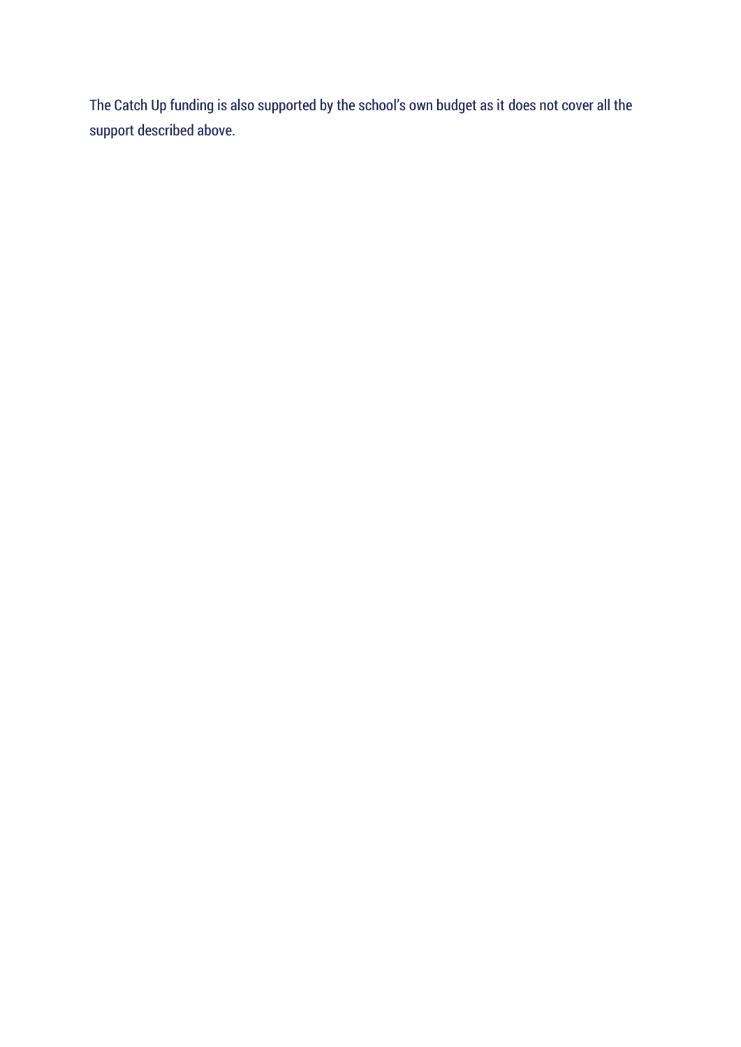The Catch Up funding is also supported by the school's own budget as it does not cover all the support described above.